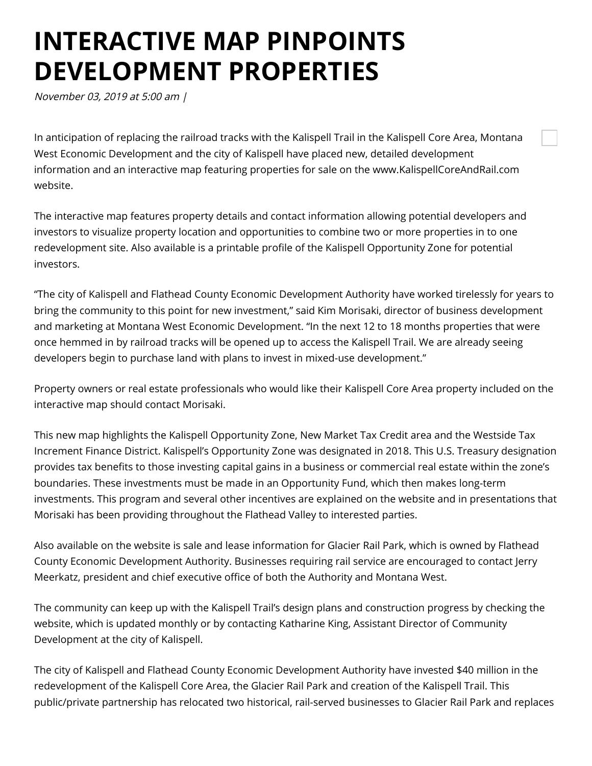# INTERACTIVE MAP PINPOINTS DEVELOPMENT PROPERTIES

*November 03, 2019 at 5:00 am |*

In anticipation of replacing the railroad tracks with the Kalispell Trail in the Kalispell Core Area, Montana West Economic Development and the city of Kalispell have placed new, detailed development information and an interactive map featuring properties for sale on the www.KalispellCoreAndRail.com website.

The interactive map features property details and contact information allowing potential developers and investors to visualize property location and opportunities to combine two or more properties in to one redevelopment site. Also available is a printable profile of the Kalispell Opportunity Zone for potential investors.

"The city of Kalispell and Flathead County Economic Development Authority have worked tirelessly for years to bring the community to this point for new investment," said Kim Morisaki, director of business development and marketing at Montana West Economic Development. "In the next 12 to 18 months properties that were once hemmed in by railroad tracks will be opened up to access the Kalispell Trail. We are already seeing developers begin to purchase land with plans to invest in mixed-use development."

Property owners or real estate professionals who would like their Kalispell Core Area property included on the interactive map should contact Morisaki.

This new map highlights the Kalispell Opportunity Zone, New Market Tax Credit area and the Westside Tax Increment Finance District. Kalispell's Opportunity Zone was designated in 2018. This U.S. Treasury designation provides tax benefits to those investing capital gains in a business or commercial real estate within the zone's boundaries. These investments must be made in an Opportunity Fund, which then makes long-term investments. This program and several other incentives are explained on the website and in presentations that Morisaki has been providing throughout the Flathead Valley to interested parties.

Also available on the website is sale and lease information for Glacier Rail Park, which is owned by Flathead County Economic Development Authority. Businesses requiring rail service are encouraged to contact Jerry Meerkatz, president and chief executive office of both the Authority and Montana West.

The community can keep up with the Kalispell Trail's design plans and construction progress by checking the website, which is updated monthly or by contacting Katharine King, Assistant Director of Community Development at the city of Kalispell.

The city of Kalispell and Flathead County Economic Development Authority have invested $40 million in the redevelopment of the Kalispell Core Area, the Glacier Rail Park and creation of the Kalispell Trail. This public/private partnership has relocated two historical, rail-served businesses to Glacier Rail Park and replaces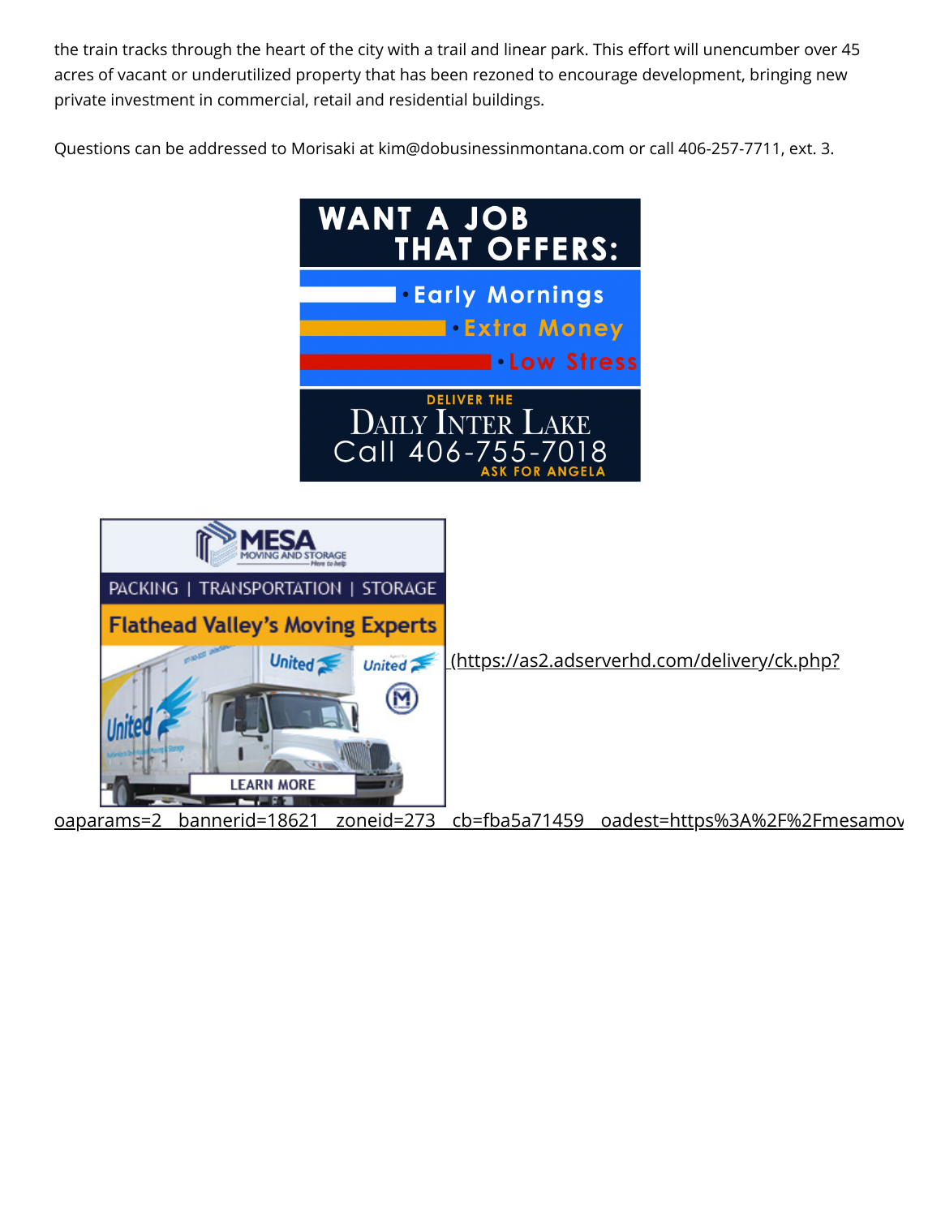the train tracks through the heart of the city with a trail and linear park. This effort will unencumber over 45 acres of vacant or underutilized property that has been rezoned to encourage development, bringing new private investment in commercial, retail and residential buildings.

Questions can be addressed to Morisaki at kim@dobusinessinmontana.com or call 406-257-7711, ext. 3.

(https://as2.adserverhd.com/delivery/ck.php?oaparams=2__bannerid=18621__zoneid=273__cb=fba5a71459__oadest=https%3A%2F%2Fmesamov